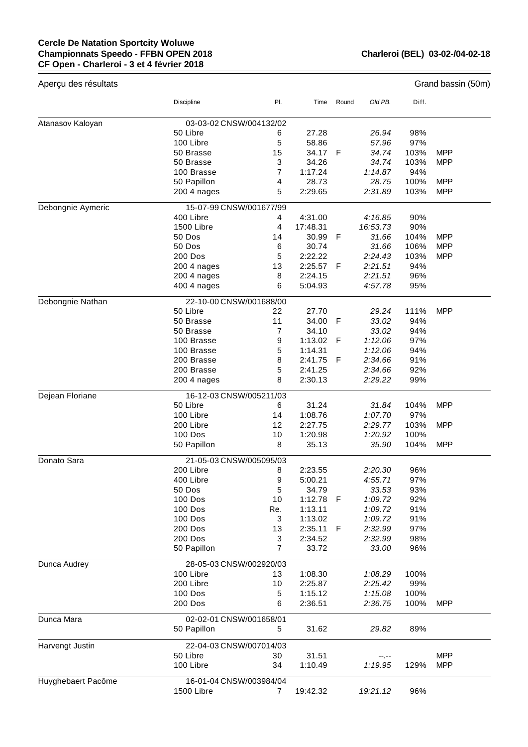**Cercle De Natation Sportcity Woluwe**
**Championnats Speedo - FFBN OPEN 2018**
**CF Open - Charleroi - 3 et 4 février 2018**

**Charleroi (BEL) 03-02-/04-02-18**

Aperçu des résultats | Grand bassin (50m)

| Nom | Discipline | Pl. | Time | Round | Old PB. | Diff. | |
|---|---|---|---|---|---|---|---|
| Atanasov Kaloyan | 03-03-02 CNSW/004132/02 | | | | | | |
| | 50 Libre | 6 | 27.28 | | *26.94* | 98% | |
| | 100 Libre | 5 | 58.86 | | *57.96* | 97% | |
| | 50 Brasse | 15 | 34.17 | F | *34.74* | 103% | MPP |
| | 50 Brasse | 3 | 34.26 | | *34.74* | 103% | MPP |
| | 100 Brasse | 7 | 1:17.24 | | *1:14.87* | 94% | |
| | 50 Papillon | 4 | 28.73 | | *28.75* | 100% | MPP |
| | 200 4 nages | 5 | 2:29.65 | | *2:31.89* | 103% | MPP |
| Debongnie Aymeric | 15-07-99 CNSW/001677/99 | | | | | | |
| | 400 Libre | 4 | 4:31.00 | | *4:16.85* | 90% | |
| | 1500 Libre | 4 | 17:48.31 | | *16:53.73* | 90% | |
| | 50 Dos | 14 | 30.99 | F | *31.66* | 104% | MPP |
| | 50 Dos | 6 | 30.74 | | *31.66* | 106% | MPP |
| | 200 Dos | 5 | 2:22.22 | | *2:24.43* | 103% | MPP |
| | 200 4 nages | 13 | 2:25.57 | F | *2:21.51* | 94% | |
| | 200 4 nages | 8 | 2:24.15 | | *2:21.51* | 96% | |
| | 400 4 nages | 6 | 5:04.93 | | *4:57.78* | 95% | |
| Debongnie Nathan | 22-10-00 CNSW/001688/00 | | | | | | |
| | 50 Libre | 22 | 27.70 | | *29.24* | 111% | MPP |
| | 50 Brasse | 11 | 34.00 | F | *33.02* | 94% | |
| | 50 Brasse | 7 | 34.10 | | *33.02* | 94% | |
| | 100 Brasse | 9 | 1:13.02 | F | *1:12.06* | 97% | |
| | 100 Brasse | 5 | 1:14.31 | | *1:12.06* | 94% | |
| | 200 Brasse | 8 | 2:41.75 | F | *2:34.66* | 91% | |
| | 200 Brasse | 5 | 2:41.25 | | *2:34.66* | 92% | |
| | 200 4 nages | 8 | 2:30.13 | | *2:29.22* | 99% | |
| Dejean Floriane | 16-12-03 CNSW/005211/03 | | | | | | |
| | 50 Libre | 6 | 31.24 | | *31.84* | 104% | MPP |
| | 100 Libre | 14 | 1:08.76 | | *1:07.70* | 97% | |
| | 200 Libre | 12 | 2:27.75 | | *2:29.77* | 103% | MPP |
| | 100 Dos | 10 | 1:20.98 | | *1:20.92* | 100% | |
| | 50 Papillon | 8 | 35.13 | | *35.90* | 104% | MPP |
| Donato Sara | 21-05-03 CNSW/005095/03 | | | | | | |
| | 200 Libre | 8 | 2:23.55 | | *2:20.30* | 96% | |
| | 400 Libre | 9 | 5:00.21 | | *4:55.71* | 97% | |
| | 50 Dos | 5 | 34.79 | | *33.53* | 93% | |
| | 100 Dos | 10 | 1:12.78 | F | *1:09.72* | 92% | |
| | 100 Dos | Re. | 1:13.11 | | *1:09.72* | 91% | |
| | 100 Dos | 3 | 1:13.02 | | *1:09.72* | 91% | |
| | 200 Dos | 13 | 2:35.11 | F | *2:32.99* | 97% | |
| | 200 Dos | 3 | 2:34.52 | | *2:32.99* | 98% | |
| | 50 Papillon | 7 | 33.72 | | *33.00* | 96% | |
| Dunca Audrey | 28-05-03 CNSW/002920/03 | | | | | | |
| | 100 Libre | 13 | 1:08.30 | | *1:08.29* | 100% | |
| | 200 Libre | 10 | 2:25.87 | | *2:25.42* | 99% | |
| | 100 Dos | 5 | 1:15.12 | | *1:15.08* | 100% | |
| | 200 Dos | 6 | 2:36.51 | | *2:36.75* | 100% | MPP |
| Dunca Mara | 02-02-01 CNSW/001658/01 | | | | | | |
| | 50 Papillon | 5 | 31.62 | | *29.82* | 89% | |
| Harvengt Justin | 22-04-03 CNSW/007014/03 | | | | | | |
| | 50 Libre | 30 | 31.51 | | *--.--* | | MPP |
| | 100 Libre | 34 | 1:10.49 | | *1:19.95* | 129% | MPP |
| Huyghebaert Pacôme | 16-01-04 CNSW/003984/04 | | | | | | |
| | 1500 Libre | 7 | 19:42.32 | | *19:21.12* | 96% | |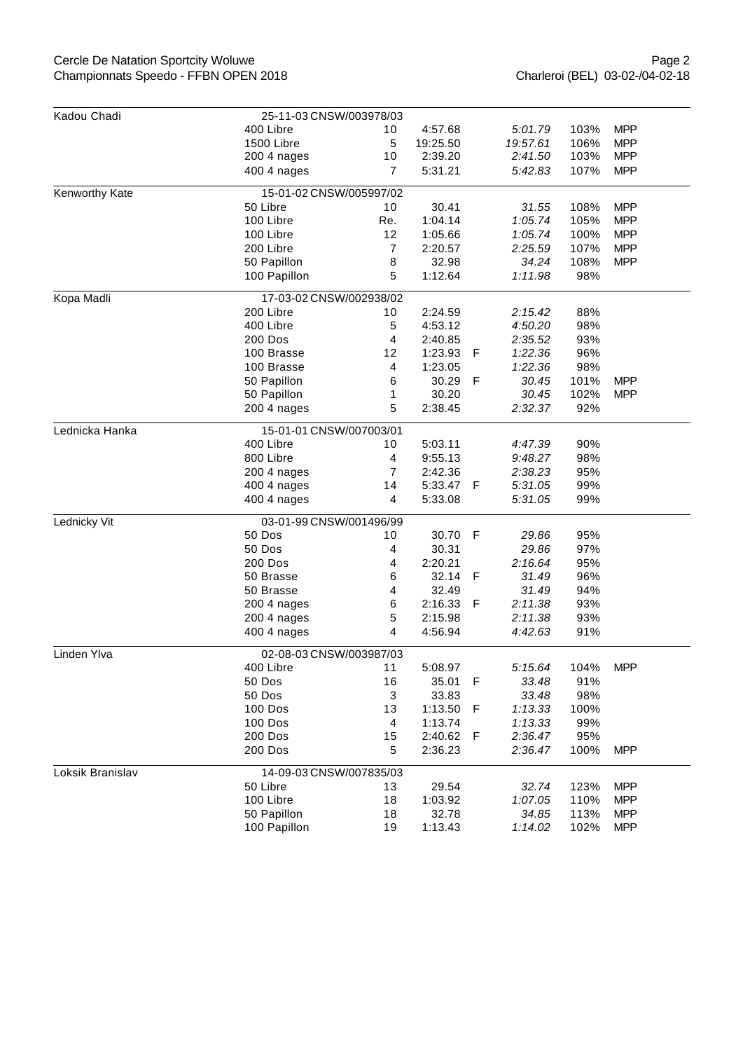| Nom | Épreuve | Place | Temps | | Référence | % | |
|---|---|---|---|---|---|---|---|
| Kadou Chadi | 25-11-03 CNSW/003978/03 | | | | | | |
| | 400 Libre | 10 | 4:57.68 | | *5:01.79* | 103% | MPP |
| | 1500 Libre | 5 | 19:25.50 | | *19:57.61* | 106% | MPP |
| | 200 4 nages | 10 | 2:39.20 | | *2:41.50* | 103% | MPP |
| | 400 4 nages | 7 | 5:31.21 | | *5:42.83* | 107% | MPP |
| Kenworthy Kate | 15-01-02 CNSW/005997/02 | | | | | | |
| | 50 Libre | 10 | 30.41 | | *31.55* | 108% | MPP |
| | 100 Libre | Re. | 1:04.14 | | *1:05.74* | 105% | MPP |
| | 100 Libre | 12 | 1:05.66 | | *1:05.74* | 100% | MPP |
| | 200 Libre | 7 | 2:20.57 | | *2:25.59* | 107% | MPP |
| | 50 Papillon | 8 | 32.98 | | *34.24* | 108% | MPP |
| | 100 Papillon | 5 | 1:12.64 | | *1:11.98* | 98% | |
| Kopa Madli | 17-03-02 CNSW/002938/02 | | | | | | |
| | 200 Libre | 10 | 2:24.59 | | *2:15.42* | 88% | |
| | 400 Libre | 5 | 4:53.12 | | *4:50.20* | 98% | |
| | 200 Dos | 4 | 2:40.85 | | *2:35.52* | 93% | |
| | 100 Brasse | 12 | 1:23.93 | F | *1:22.36* | 96% | |
| | 100 Brasse | 4 | 1:23.05 | | *1:22.36* | 98% | |
| | 50 Papillon | 6 | 30.29 | F | *30.45* | 101% | MPP |
| | 50 Papillon | 1 | 30.20 | | *30.45* | 102% | MPP |
| | 200 4 nages | 5 | 2:38.45 | | *2:32.37* | 92% | |
| Lednicka Hanka | 15-01-01 CNSW/007003/01 | | | | | | |
| | 400 Libre | 10 | 5:03.11 | | *4:47.39* | 90% | |
| | 800 Libre | 4 | 9:55.13 | | *9:48.27* | 98% | |
| | 200 4 nages | 7 | 2:42.36 | | *2:38.23* | 95% | |
| | 400 4 nages | 14 | 5:33.47 | F | *5:31.05* | 99% | |
| | 400 4 nages | 4 | 5:33.08 | | *5:31.05* | 99% | |
| Lednicky Vit | 03-01-99 CNSW/001496/99 | | | | | | |
| | 50 Dos | 10 | 30.70 | F | *29.86* | 95% | |
| | 50 Dos | 4 | 30.31 | | *29.86* | 97% | |
| | 200 Dos | 4 | 2:20.21 | | *2:16.64* | 95% | |
| | 50 Brasse | 6 | 32.14 | F | *31.49* | 96% | |
| | 50 Brasse | 4 | 32.49 | | *31.49* | 94% | |
| | 200 4 nages | 6 | 2:16.33 | F | *2:11.38* | 93% | |
| | 200 4 nages | 5 | 2:15.98 | | *2:11.38* | 93% | |
| | 400 4 nages | 4 | 4:56.94 | | *4:42.63* | 91% | |
| Linden Ylva | 02-08-03 CNSW/003987/03 | | | | | | |
| | 400 Libre | 11 | 5:08.97 | | *5:15.64* | 104% | MPP |
| | 50 Dos | 16 | 35.01 | F | *33.48* | 91% | |
| | 50 Dos | 3 | 33.83 | | *33.48* | 98% | |
| | 100 Dos | 13 | 1:13.50 | F | *1:13.33* | 100% | |
| | 100 Dos | 4 | 1:13.74 | | *1:13.33* | 99% | |
| | 200 Dos | 15 | 2:40.62 | F | *2:36.47* | 95% | |
| | 200 Dos | 5 | 2:36.23 | | *2:36.47* | 100% | MPP |
| Loksik Branislav | 14-09-03 CNSW/007835/03 | | | | | | |
| | 50 Libre | 13 | 29.54 | | *32.74* | 123% | MPP |
| | 100 Libre | 18 | 1:03.92 | | *1:07.05* | 110% | MPP |
| | 50 Papillon | 18 | 32.78 | | *34.85* | 113% | MPP |
| | 100 Papillon | 19 | 1:13.43 | | *1:14.02* | 102% | MPP |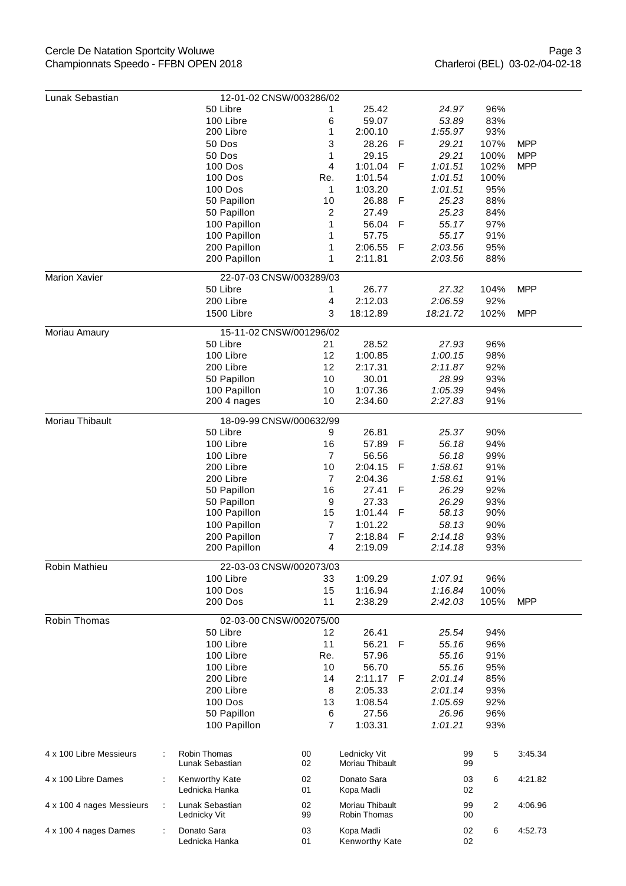| Nageur | Épreuve | Place | Temps | F | Référence | % | |
|---|---|---|---|---|---|---|---|
| **Lunak Sebastian** | 12-01-02 CNSW/003286/02 | | | | | | |
| | 50 Libre | 1 | 25.42 | | *24.97* | 96% | |
| | 100 Libre | 6 | 59.07 | | *53.89* | 83% | |
| | 200 Libre | 1 | 2:00.10 | | *1:55.97* | 93% | |
| | 50 Dos | 3 | 28.26 | F | *29.21* | 107% | MPP |
| | 50 Dos | 1 | 29.15 | | *29.21* | 100% | MPP |
| | 100 Dos | 4 | 1:01.04 | F | *1:01.51* | 102% | MPP |
| | 100 Dos | Re. | 1:01.54 | | *1:01.51* | 100% | |
| | 100 Dos | 1 | 1:03.20 | | *1:01.51* | 95% | |
| | 50 Papillon | 10 | 26.88 | F | *25.23* | 88% | |
| | 50 Papillon | 2 | 27.49 | | *25.23* | 84% | |
| | 100 Papillon | 1 | 56.04 | F | *55.17* | 97% | |
| | 100 Papillon | 1 | 57.75 | | *55.17* | 91% | |
| | 200 Papillon | 1 | 2:06.55 | F | *2:03.56* | 95% | |
| | 200 Papillon | 1 | 2:11.81 | | *2:03.56* | 88% | |
| **Marion Xavier** | 22-07-03 CNSW/003289/03 | | | | | | |
| | 50 Libre | 1 | 26.77 | | *27.32* | 104% | MPP |
| | 200 Libre | 4 | 2:12.03 | | *2:06.59* | 92% | |
| | 1500 Libre | 3 | 18:12.89 | | *18:21.72* | 102% | MPP |
| **Moriau Amaury** | 15-11-02 CNSW/001296/02 | | | | | | |
| | 50 Libre | 21 | 28.52 | | *27.93* | 96% | |
| | 100 Libre | 12 | 1:00.85 | | *1:00.15* | 98% | |
| | 200 Libre | 12 | 2:17.31 | | *2:11.87* | 92% | |
| | 50 Papillon | 10 | 30.01 | | *28.99* | 93% | |
| | 100 Papillon | 10 | 1:07.36 | | *1:05.39* | 94% | |
| | 200 4 nages | 10 | 2:34.60 | | *2:27.83* | 91% | |
| **Moriau Thibault** | 18-09-99 CNSW/000632/99 | | | | | | |
| | 50 Libre | 9 | 26.81 | | *25.37* | 90% | |
| | 100 Libre | 16 | 57.89 | F | *56.18* | 94% | |
| | 100 Libre | 7 | 56.56 | | *56.18* | 99% | |
| | 200 Libre | 10 | 2:04.15 | F | *1:58.61* | 91% | |
| | 200 Libre | 7 | 2:04.36 | | *1:58.61* | 91% | |
| | 50 Papillon | 16 | 27.41 | F | *26.29* | 92% | |
| | 50 Papillon | 9 | 27.33 | | *26.29* | 93% | |
| | 100 Papillon | 15 | 1:01.44 | F | *58.13* | 90% | |
| | 100 Papillon | 7 | 1:01.22 | | *58.13* | 90% | |
| | 200 Papillon | 7 | 2:18.84 | F | *2:14.18* | 93% | |
| | 200 Papillon | 4 | 2:19.09 | | *2:14.18* | 93% | |
| **Robin Mathieu** | 22-03-03 CNSW/002073/03 | | | | | | |
| | 100 Libre | 33 | 1:09.29 | | *1:07.91* | 96% | |
| | 100 Dos | 15 | 1:16.94 | | *1:16.84* | 100% | |
| | 200 Dos | 11 | 2:38.29 | | *2:42.03* | 105% | MPP |
| **Robin Thomas** | 02-03-00 CNSW/002075/00 | | | | | | |
| | 50 Libre | 12 | 26.41 | | *25.54* | 94% | |
| | 100 Libre | 11 | 56.21 | F | *55.16* | 96% | |
| | 100 Libre | Re. | 57.96 | | *55.16* | 91% | |
| | 100 Libre | 10 | 56.70 | | *55.16* | 95% | |
| | 200 Libre | 14 | 2:11.17 | F | *2:01.14* | 85% | |
| | 200 Libre | 8 | 2:05.33 | | *2:01.14* | 93% | |
| | 100 Dos | 13 | 1:08.54 | | *1:05.69* | 92% | |
| | 50 Papillon | 6 | 27.56 | | *26.96* | 96% | |
| | 100 Papillon | 7 | 1:03.31 | | *1:01.21* | 93% | |

| Relais | Nageur | An | Nageur | An | Place | Temps |
|---|---|---|---|---|---|---|
| 4 x 100 Libre Messieurs | Robin Thomas | 00 | Lednicky Vit | 99 | 5 | 3:45.34 |
| | Lunak Sebastian | 02 | Moriau Thibault | 99 | | |
| 4 x 100 Libre Dames | Kenworthy Kate | 02 | Donato Sara | 03 | 6 | 4:21.82 |
| | Lednicka Hanka | 01 | Kopa Madli | 02 | | |
| 4 x 100 4 nages Messieurs | Lunak Sebastian | 02 | Moriau Thibault | 99 | 2 | 4:06.96 |
| | Lednicky Vit | 99 | Robin Thomas | 00 | | |
| 4 x 100 4 nages Dames | Donato Sara | 03 | Kopa Madli | 02 | 6 | 4:52.73 |
| | Lednicka Hanka | 01 | Kenworthy Kate | 02 | | |